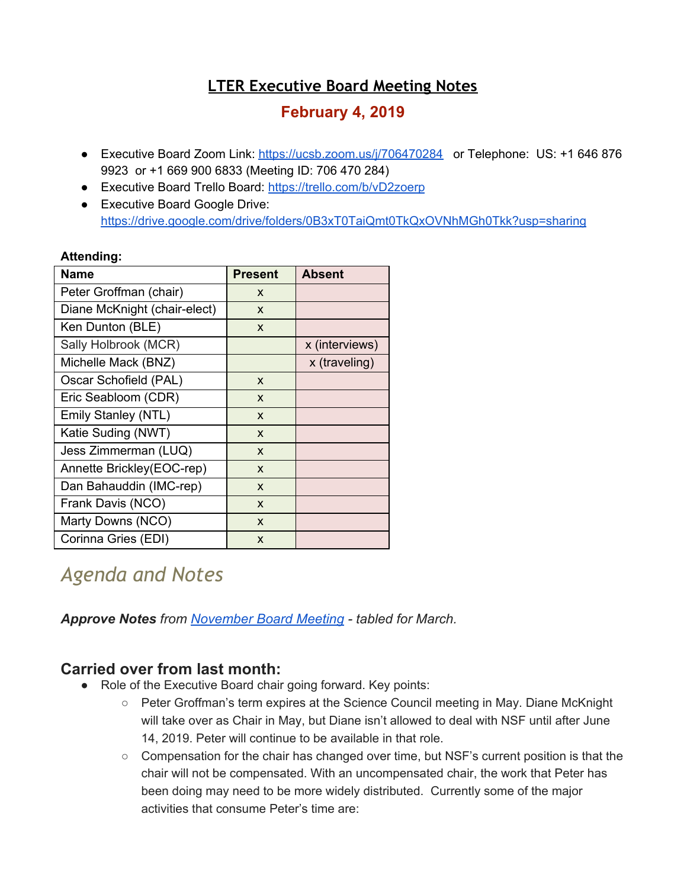# LTER Executive Board Meeting Notes

## February 4, 2019

- Executive Board Zoom Link: https://ucsb.zoom.us/j/706470284 or Telephone: US: +1 646 876 9923 or +1 669 900 6833 (Meeting ID: 706 470 284)
- Executive Board Trello Board: https://trello.com/b/vD2zoerp
- Executive Board Google Drive: https://drive.google.com/drive/folders/0B3xT0TaiQmt0TkQxOVNhMGh0Tkk?usp=sharing

**Attending:**

| Name | Present | Absent |
|---|---|---|
| Peter Groffman (chair) | x | |
| Diane McKnight (chair-elect) | x | |
| Ken Dunton (BLE) | x | |
| Sally Holbrook (MCR) | | x (interviews) |
| Michelle Mack (BNZ) | | x (traveling) |
| Oscar Schofield (PAL) | x | |
| Eric Seabloom (CDR) | x | |
| Emily Stanley (NTL) | x | |
| Katie Suding (NWT) | x | |
| Jess Zimmerman (LUQ) | x | |
| Annette Brickley(EOC-rep) | x | |
| Dan Bahauddin (IMC-rep) | x | |
| Frank Davis (NCO) | x | |
| Marty Downs (NCO) | x | |
| Corinna Gries (EDI) | x | |

# *Agenda and Notes*

***Approve Notes** from [November Board Meeting](#) - tabled for March.*

## Carried over from last month:

- Role of the Executive Board chair going forward. Key points:
  - Peter Groffman's term expires at the Science Council meeting in May. Diane McKnight will take over as Chair in May, but Diane isn't allowed to deal with NSF until after June 14, 2019. Peter will continue to be available in that role.
  - Compensation for the chair has changed over time, but NSF's current position is that the chair will not be compensated. With an uncompensated chair, the work that Peter has been doing may need to be more widely distributed. Currently some of the major activities that consume Peter's time are: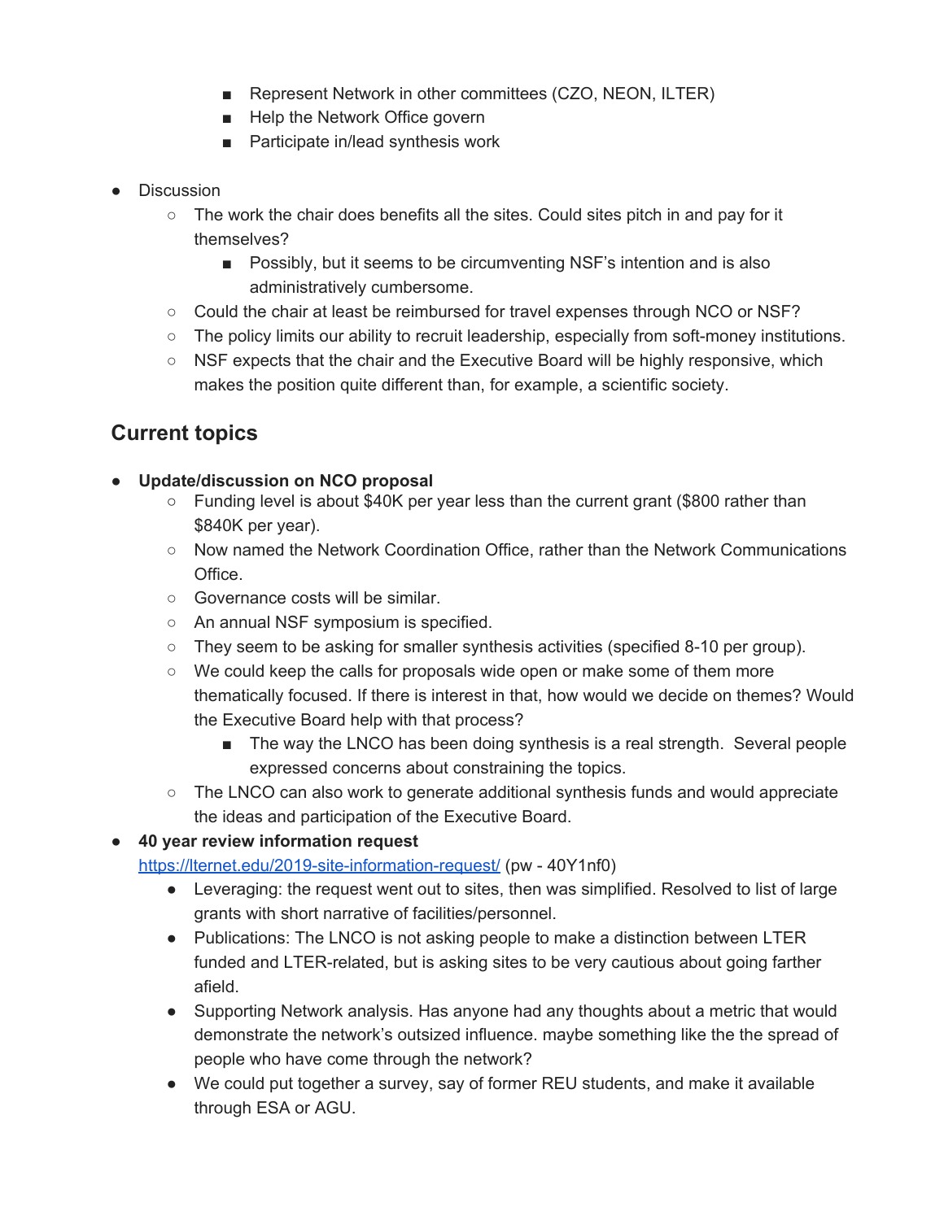- Represent Network in other committees (CZO, NEON, ILTER)
        - Help the Network Office govern
        - Participate in/lead synthesis work

- Discussion
    - The work the chair does benefits all the sites. Could sites pitch in and pay for it themselves?
        - Possibly, but it seems to be circumventing NSF's intention and is also administratively cumbersome.
    - Could the chair at least be reimbursed for travel expenses through NCO or NSF?
    - The policy limits our ability to recruit leadership, especially from soft-money institutions.
    - NSF expects that the chair and the Executive Board will be highly responsive, which makes the position quite different than, for example, a scientific society.

## Current topics

- **Update/discussion on NCO proposal**
    - Funding level is about $40K per year less than the current grant ($800 rather than $840K per year).
    - Now named the Network Coordination Office, rather than the Network Communications Office.
    - Governance costs will be similar.
    - An annual NSF symposium is specified.
    - They seem to be asking for smaller synthesis activities (specified 8-10 per group).
    - We could keep the calls for proposals wide open or make some of them more thematically focused. If there is interest in that, how would we decide on themes? Would the Executive Board help with that process?
        - The way the LNCO has been doing synthesis is a real strength. Several people expressed concerns about constraining the topics.
    - The LNCO can also work to generate additional synthesis funds and would appreciate the ideas and participation of the Executive Board.
- **40 year review information request**
  [https://lternet.edu/2019-site-information-request/](https://lternet.edu/2019-site-information-request/) (pw - 40Y1nf0)
    - Leveraging: the request went out to sites, then was simplified. Resolved to list of large grants with short narrative of facilities/personnel.
    - Publications: The LNCO is not asking people to make a distinction between LTER funded and LTER-related, but is asking sites to be very cautious about going farther afield.
    - Supporting Network analysis. Has anyone had any thoughts about a metric that would demonstrate the network's outsized influence. maybe something like the the spread of people who have come through the network?
    - We could put together a survey, say of former REU students, and make it available through ESA or AGU.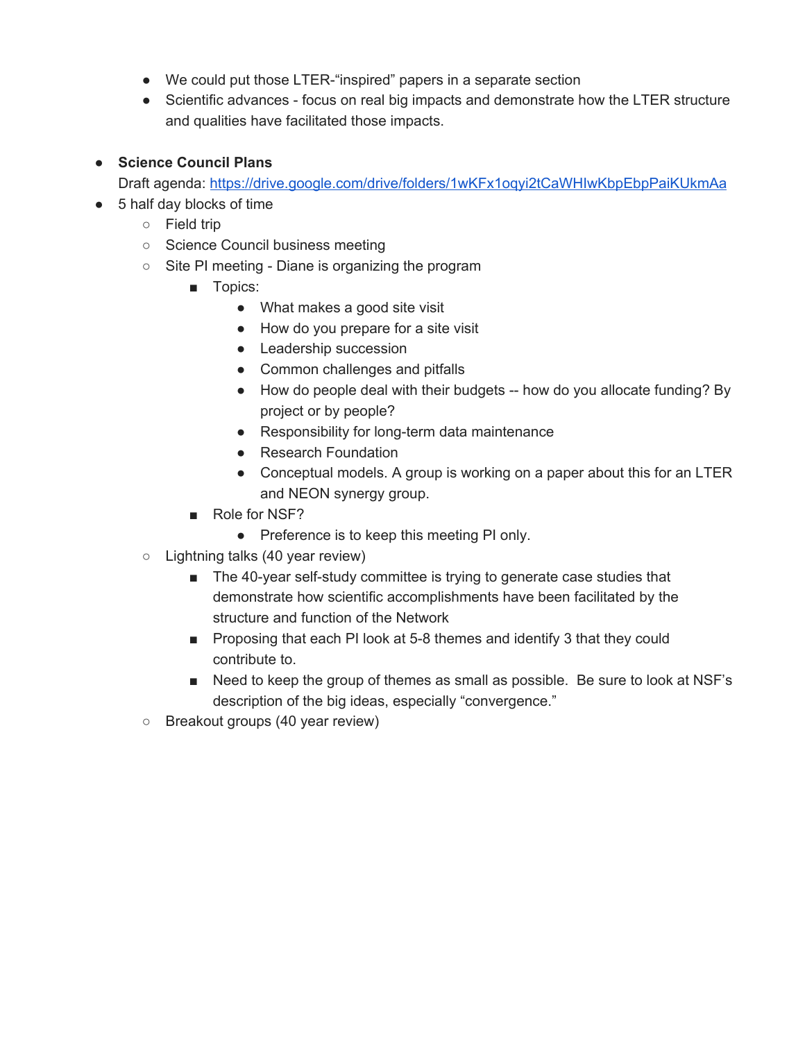- We could put those LTER-“inspired” papers in a separate section
   - Scientific advances - focus on real big impacts and demonstrate how the LTER structure and qualities have facilitated those impacts.

- **Science Council Plans**
  Draft agenda: [https://drive.google.com/drive/folders/1wKFx1oqyi2tCaWHIwKbpEbpPaiKUkmAa](https://drive.google.com/drive/folders/1wKFx1oqyi2tCaWHIwKbpEbpPaiKUkmAa)
- 5 half day blocks of time
  - Field trip
  - Science Council business meeting
  - Site PI meeting - Diane is organizing the program
    - Topics:
      - What makes a good site visit
      - How do you prepare for a site visit
      - Leadership succession
      - Common challenges and pitfalls
      - How do people deal with their budgets -- how do you allocate funding? By project or by people?
      - Responsibility for long-term data maintenance
      - Research Foundation
      - Conceptual models. A group is working on a paper about this for an LTER and NEON synergy group.
    - Role for NSF?
      - Preference is to keep this meeting PI only.
  - Lightning talks (40 year review)
    - The 40-year self-study committee is trying to generate case studies that demonstrate how scientific accomplishments have been facilitated by the structure and function of the Network
    - Proposing that each PI look at 5-8 themes and identify 3 that they could contribute to.
    - Need to keep the group of themes as small as possible. Be sure to look at NSF’s description of the big ideas, especially “convergence.”
  - Breakout groups (40 year review)